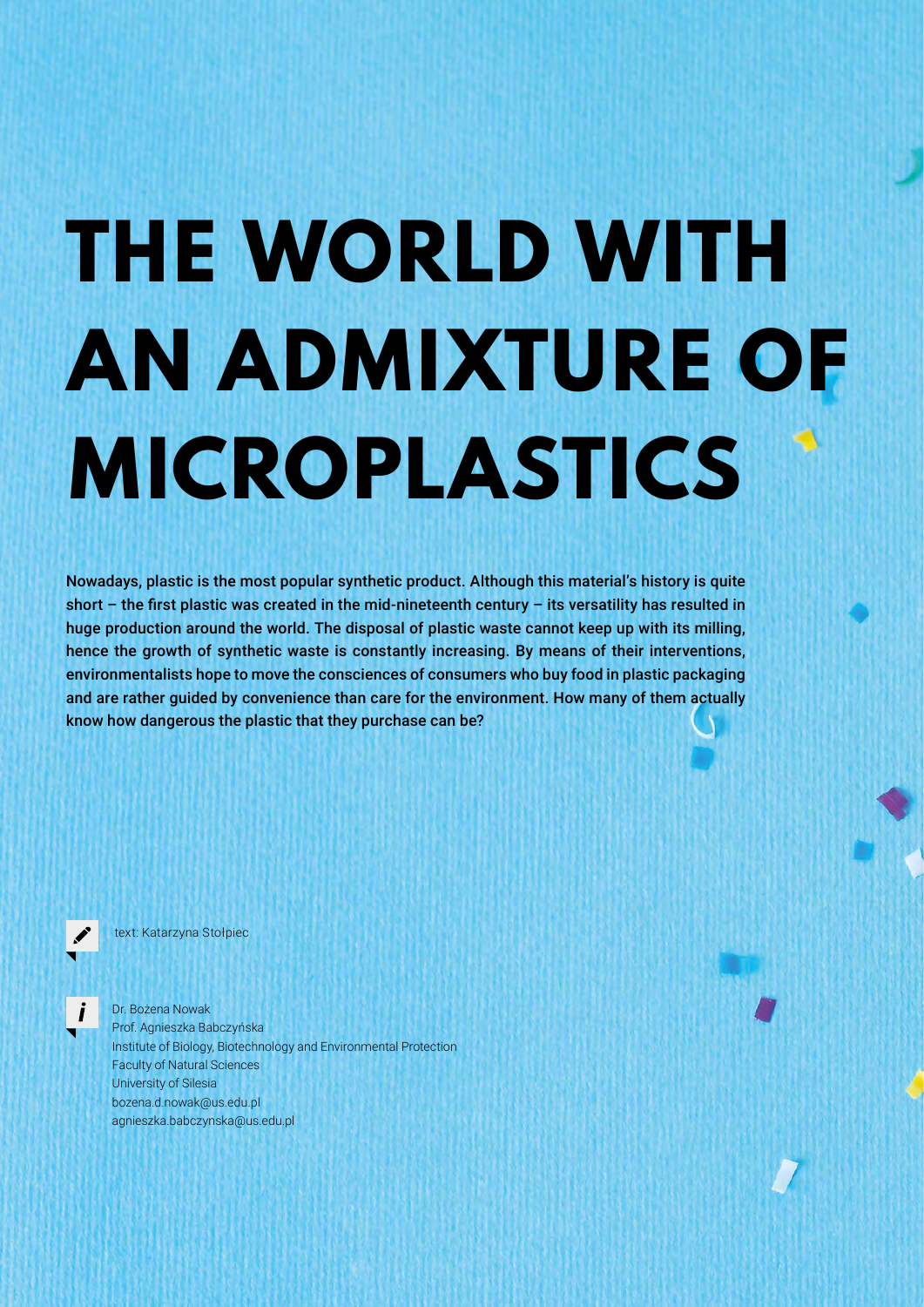# THE WORLD WITH AN ADMIXTURE OF MICROPLASTICS

**Nowadays, plastic is the most popular synthetic product. Although this material's history is quite short – the first plastic was created in the mid-nineteenth century – its versatility has resulted in huge production around the world. The disposal of plastic waste cannot keep up with its milling, hence the growth of synthetic waste is constantly increasing. By means of their interventions, environmentalists hope to move the consciences of consumers who buy food in plastic packaging and are rather guided by convenience than care for the environment. How many of them actually know how dangerous the plastic that they purchase can be?**

text: Katarzyna Stołpiec

Dr. Bożena Nowak
Prof. Agnieszka Babczyńska
Institute of Biology, Biotechnology and Environmental Protection
Faculty of Natural Sciences
University of Silesia
bozena.d.nowak@us.edu.pl
agnieszka.babczynska@us.edu.pl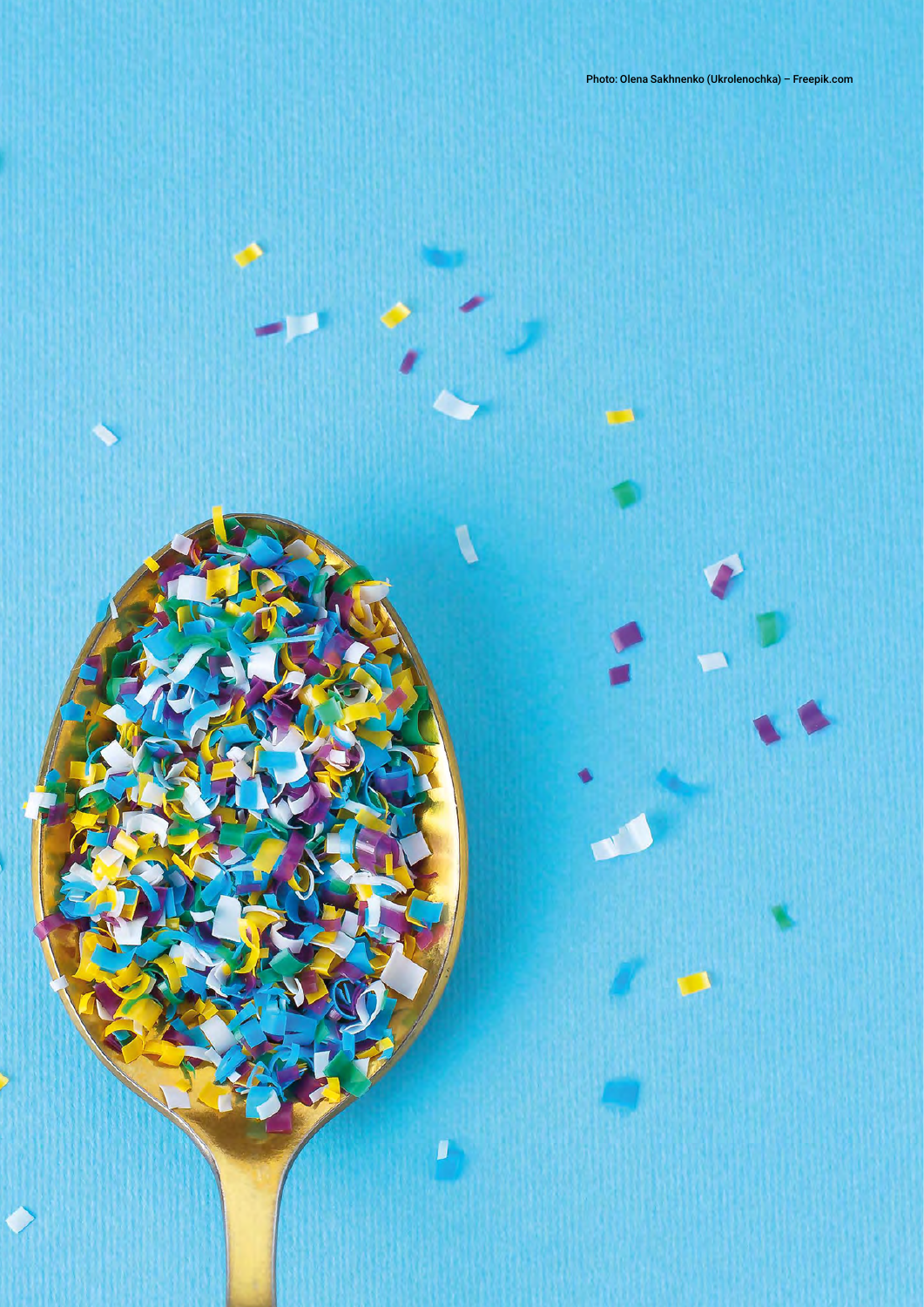Photo: Olena Sakhnenko (Ukrolenochka) – Freepik.com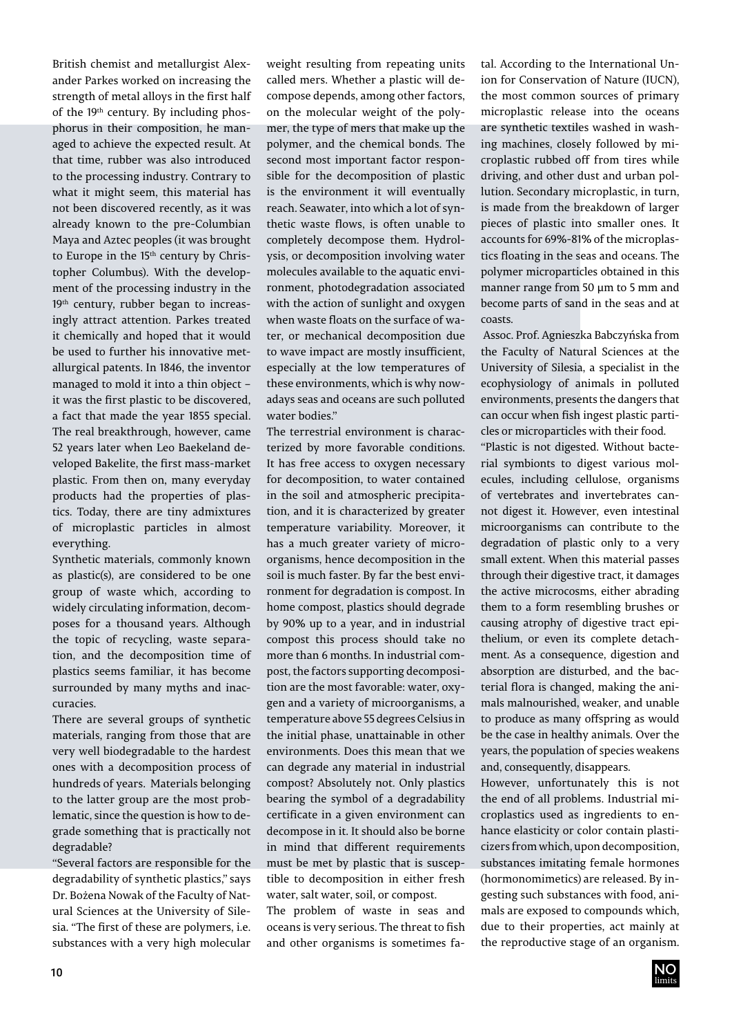British chemist and metallurgist Alexander Parkes worked on increasing the strength of metal alloys in the first half of the 19th century. By including phosphorus in their composition, he managed to achieve the expected result. At that time, rubber was also introduced to the processing industry. Contrary to what it might seem, this material has not been discovered recently, as it was already known to the pre-Columbian Maya and Aztec peoples (it was brought to Europe in the 15th century by Christopher Columbus). With the development of the processing industry in the 19th century, rubber began to increasingly attract attention. Parkes treated it chemically and hoped that it would be used to further his innovative metallurgical patents. In 1846, the inventor managed to mold it into a thin object – it was the first plastic to be discovered, a fact that made the year 1855 special. The real breakthrough, however, came 52 years later when Leo Baekeland developed Bakelite, the first mass-market plastic. From then on, many everyday products had the properties of plastics. Today, there are tiny admixtures of microplastic particles in almost everything.

Synthetic materials, commonly known as plastic(s), are considered to be one group of waste which, according to widely circulating information, decomposes for a thousand years. Although the topic of recycling, waste separation, and the decomposition time of plastics seems familiar, it has become surrounded by many myths and inaccuracies.

There are several groups of synthetic materials, ranging from those that are very well biodegradable to the hardest ones with a decomposition process of hundreds of years. Materials belonging to the latter group are the most problematic, since the question is how to degrade something that is practically not degradable?

"Several factors are responsible for the degradability of synthetic plastics," says Dr. Bożena Nowak of the Faculty of Natural Sciences at the University of Silesia. "The first of these are polymers, i.e. substances with a very high molecular weight resulting from repeating units called mers. Whether a plastic will decompose depends, among other factors, on the molecular weight of the polymer, the type of mers that make up the polymer, and the chemical bonds. The second most important factor responsible for the decomposition of plastic is the environment it will eventually reach. Seawater, into which a lot of synthetic waste flows, is often unable to completely decompose them. Hydrolysis, or decomposition involving water molecules available to the aquatic environment, photodegradation associated with the action of sunlight and oxygen when waste floats on the surface of water, or mechanical decomposition due to wave impact are mostly insufficient, especially at the low temperatures of these environments, which is why nowadays seas and oceans are such polluted water bodies."

The terrestrial environment is characterized by more favorable conditions. It has free access to oxygen necessary for decomposition, to water contained in the soil and atmospheric precipitation, and it is characterized by greater temperature variability. Moreover, it has a much greater variety of microorganisms, hence decomposition in the soil is much faster. By far the best environment for degradation is compost. In home compost, plastics should degrade by 90% up to a year, and in industrial compost this process should take no more than 6 months. In industrial compost, the factors supporting decomposition are the most favorable: water, oxygen and a variety of microorganisms, a temperature above 55 degrees Celsius in the initial phase, unattainable in other environments. Does this mean that we can degrade any material in industrial compost? Absolutely not. Only plastics bearing the symbol of a degradability certificate in a given environment can decompose in it. It should also be borne in mind that different requirements must be met by plastic that is susceptible to decomposition in either fresh water, salt water, soil, or compost.

The problem of waste in seas and oceans is very serious. The threat to fish and other organisms is sometimes fatal. According to the International Union for Conservation of Nature (IUCN), the most common sources of primary microplastic release into the oceans are synthetic textiles washed in washing machines, closely followed by microplastic rubbed off from tires while driving, and other dust and urban pollution. Secondary microplastic, in turn, is made from the breakdown of larger pieces of plastic into smaller ones. It accounts for 69%-81% of the microplastics floating in the seas and oceans. The polymer microparticles obtained in this manner range from 50 μm to 5 mm and become parts of sand in the seas and at coasts.

Assoc. Prof. Agnieszka Babczyńska from the Faculty of Natural Sciences at the University of Silesia, a specialist in the ecophysiology of animals in polluted environments, presents the dangers that can occur when fish ingest plastic particles or microparticles with their food.

"Plastic is not digested. Without bacterial symbionts to digest various molecules, including cellulose, organisms of vertebrates and invertebrates cannot digest it. However, even intestinal microorganisms can contribute to the degradation of plastic only to a very small extent. When this material passes through their digestive tract, it damages the active microcosms, either abrading them to a form resembling brushes or causing atrophy of digestive tract epithelium, or even its complete detachment. As a consequence, digestion and absorption are disturbed, and the bacterial flora is changed, making the animals malnourished, weaker, and unable to produce as many offspring as would be the case in healthy animals. Over the years, the population of species weakens and, consequently, disappears.

However, unfortunately this is not the end of all problems. Industrial microplastics used as ingredients to enhance elasticity or color contain plasticizers from which, upon decomposition, substances imitating female hormones (hormonomimetics) are released. By ingesting such substances with food, animals are exposed to compounds which, due to their properties, act mainly at the reproductive stage of an organism.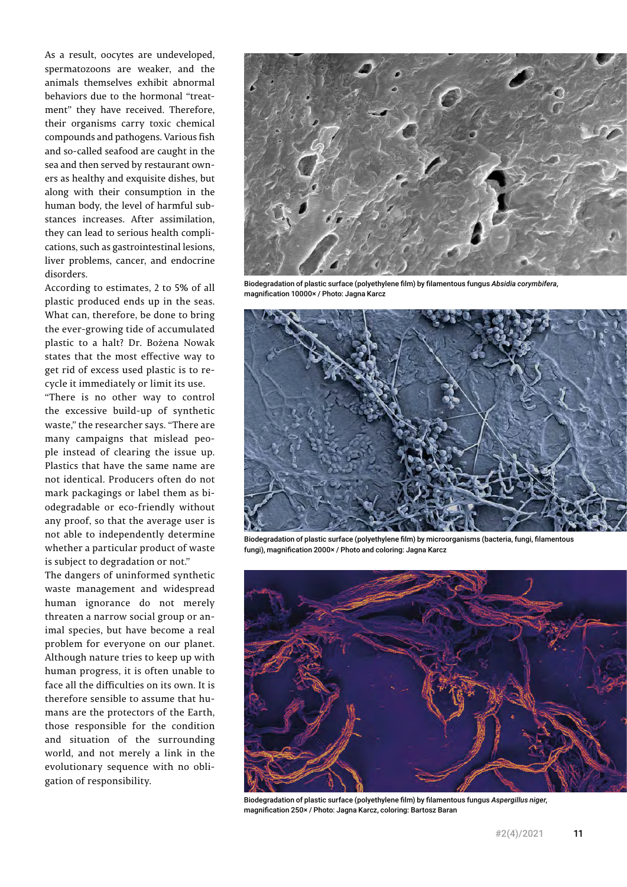As a result, oocytes are undeveloped, spermatozoons are weaker, and the animals themselves exhibit abnormal behaviors due to the hormonal "treatment" they have received. Therefore, their organisms carry toxic chemical compounds and pathogens. Various fish and so-called seafood are caught in the sea and then served by restaurant owners as healthy and exquisite dishes, but along with their consumption in the human body, the level of harmful substances increases. After assimilation, they can lead to serious health complications, such as gastrointestinal lesions, liver problems, cancer, and endocrine disorders.

According to estimates, 2 to 5% of all plastic produced ends up in the seas. What can, therefore, be done to bring the ever-growing tide of accumulated plastic to a halt? Dr. Bożena Nowak states that the most effective way to get rid of excess used plastic is to recycle it immediately or limit its use.

"There is no other way to control the excessive build-up of synthetic waste," the researcher says. "There are many campaigns that mislead people instead of clearing the issue up. Plastics that have the same name are not identical. Producers often do not mark packagings or label them as biodegradable or eco-friendly without any proof, so that the average user is not able to independently determine whether a particular product of waste is subject to degradation or not."

The dangers of uninformed synthetic waste management and widespread human ignorance do not merely threaten a narrow social group or animal species, but have become a real problem for everyone on our planet. Although nature tries to keep up with human progress, it is often unable to face all the difficulties on its own. It is therefore sensible to assume that humans are the protectors of the Earth, those responsible for the condition and situation of the surrounding world, and not merely a link in the evolutionary sequence with no obligation of responsibility.

Biodegradation of plastic surface (polyethylene film) by filamentous fungus *Absidia corymbifera*, magnification 10000× / Photo: Jagna Karcz

Biodegradation of plastic surface (polyethylene film) by microorganisms (bacteria, fungi, filamentous fungi), magnification 2000× / Photo and coloring: Jagna Karcz

Biodegradation of plastic surface (polyethylene film) by filamentous fungus *Aspergillus niger*, magnification 250× / Photo: Jagna Karcz, coloring: Bartosz Baran